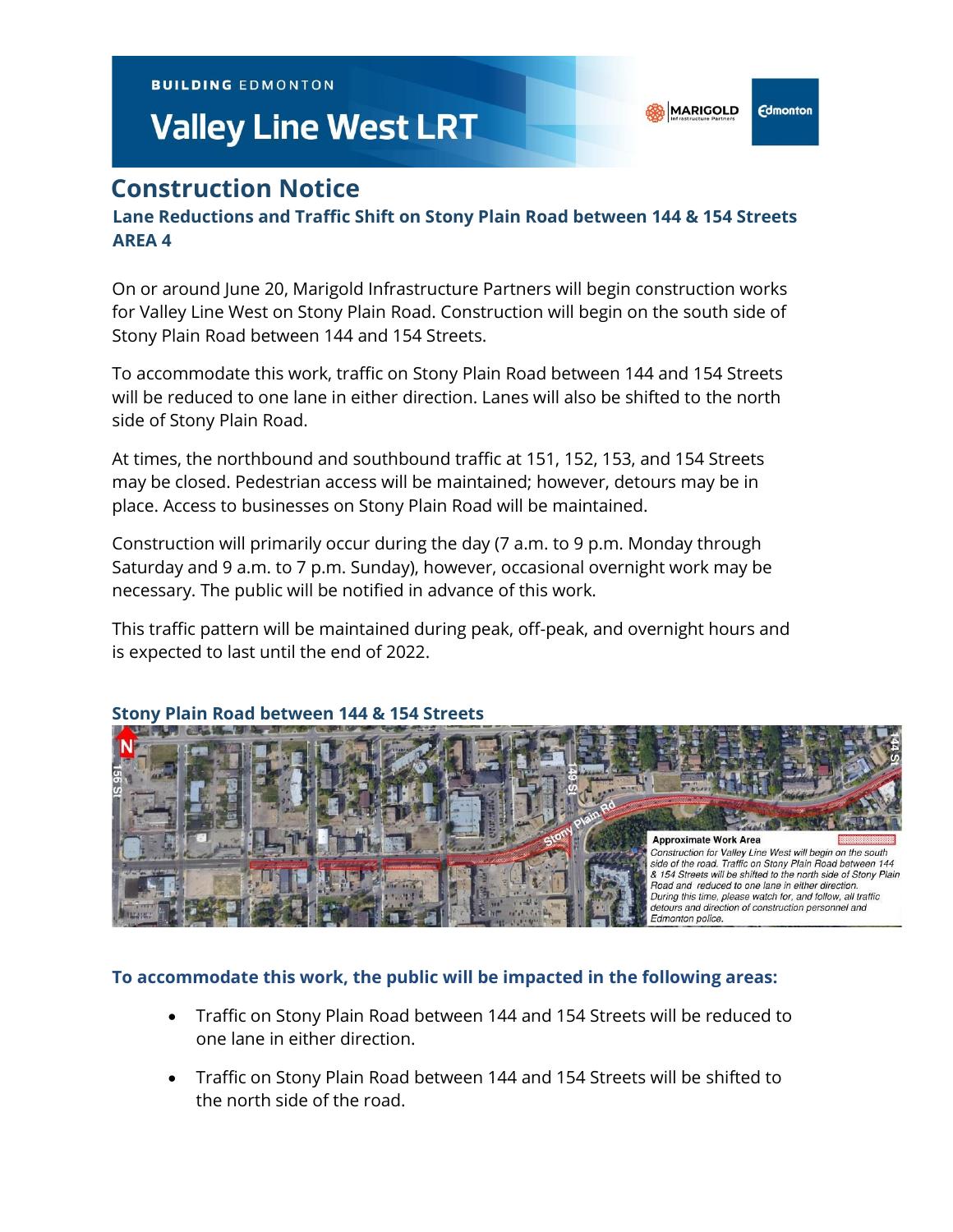BUILDING EDMONTON

# Valley Line West LRT

## Construction Notice

### Lane Reductions and Traffic Shift on Stony Plain Road between 144 & 154 Streets AREA 4

On or around June 20, Marigold Infrastructure Partners will begin construction works for Valley Line West on Stony Plain Road. Construction will begin on the south side of Stony Plain Road between 144 and 154 Streets.

To accommodate this work, traffic on Stony Plain Road between 144 and 154 Streets will be reduced to one lane in either direction. Lanes will also be shifted to the north side of Stony Plain Road.

At times, the northbound and southbound traffic at 151, 152, 153, and 154 Streets may be closed. Pedestrian access will be maintained; however, detours may be in place. Access to businesses on Stony Plain Road will be maintained.

Construction will primarily occur during the day (7 a.m. to 9 p.m. Monday through Saturday and 9 a.m. to 7 p.m. Sunday), however, occasional overnight work may be necessary. The public will be notified in advance of this work.

This traffic pattern will be maintained during peak, off-peak, and overnight hours and is expected to last until the end of 2022.

### Stony Plain Road between 144 & 154 Streets

**Approximate Work Area**

*Construction for Valley Line West will begin on the south side of the road. Traffic on Stony Plain Road between 144 & 154 Streets will be shifted to the north side of Stony Plain Road and reduced to one lane in either direction. During this time, please watch for, and follow, all traffic detours and direction of construction personnel and Edmonton police.*

### To accommodate this work, the public will be impacted in the following areas:

- Traffic on Stony Plain Road between 144 and 154 Streets will be reduced to one lane in either direction.
- Traffic on Stony Plain Road between 144 and 154 Streets will be shifted to the north side of the road.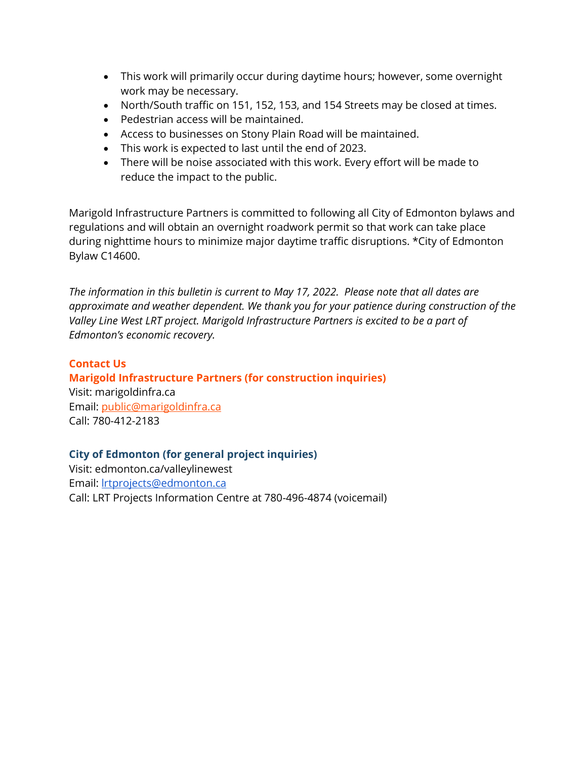- This work will primarily occur during daytime hours; however, some overnight work may be necessary.
- North/South traffic on 151, 152, 153, and 154 Streets may be closed at times.
- Pedestrian access will be maintained.
- Access to businesses on Stony Plain Road will be maintained.
- This work is expected to last until the end of 2023.
- There will be noise associated with this work. Every effort will be made to reduce the impact to the public.

Marigold Infrastructure Partners is committed to following all City of Edmonton bylaws and regulations and will obtain an overnight roadwork permit so that work can take place during nighttime hours to minimize major daytime traffic disruptions. *City of Edmonton Bylaw C14600.

*The information in this bulletin is current to May 17, 2022. Please note that all dates are approximate and weather dependent. We thank you for your patience during construction of the Valley Line West LRT project. Marigold Infrastructure Partners is excited to be a part of Edmonton's economic recovery.*

**Contact Us**

**Marigold Infrastructure Partners (for construction inquiries)**

Visit: marigoldinfra.ca
Email: public@marigoldinfra.ca
Call: 780-412-2183

**City of Edmonton (for general project inquiries)**

Visit: edmonton.ca/valleylinewest
Email: lrtprojects@edmonton.ca
Call: LRT Projects Information Centre at 780-496-4874 (voicemail)